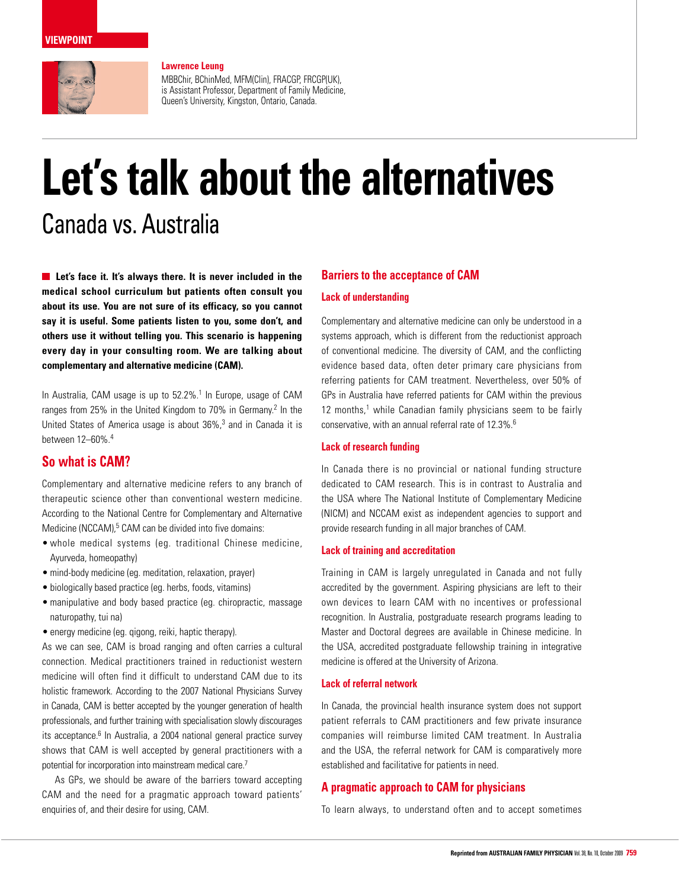VIEWPOINT

**Lawrence Leung**
MBBChir, BChinMed, MFM(Clin), FRACGP, FRCGP(UK), is Assistant Professor, Department of Family Medicine, Queen's University, Kingston, Ontario, Canada.

# Let's talk about the alternatives

## Canada vs. Australia

**Let's face it. It's always there. It is never included in the medical school curriculum but patients often consult you about its use. You are not sure of its efficacy, so you cannot say it is useful. Some patients listen to you, some don't, and others use it without telling you. This scenario is happening every day in your consulting room. We are talking about complementary and alternative medicine (CAM).**

In Australia, CAM usage is up to 52.2%.[1] In Europe, usage of CAM ranges from 25% in the United Kingdom to 70% in Germany.[2] In the United States of America usage is about 36%,[3] and in Canada it is between 12–60%.[4]

### So what is CAM?

Complementary and alternative medicine refers to any branch of therapeutic science other than conventional western medicine. According to the National Centre for Complementary and Alternative Medicine (NCCAM),[5] CAM can be divided into five domains:

- whole medical systems (eg. traditional Chinese medicine, Ayurveda, homeopathy)
- mind-body medicine (eg. meditation, relaxation, prayer)
- biologically based practice (eg. herbs, foods, vitamins)
- manipulative and body based practice (eg. chiropractic, massage naturopathy, tui na)
- energy medicine (eg. qigong, reiki, haptic therapy).

As we can see, CAM is broad ranging and often carries a cultural connection. Medical practitioners trained in reductionist western medicine will often find it difficult to understand CAM due to its holistic framework. According to the 2007 National Physicians Survey in Canada, CAM is better accepted by the younger generation of health professionals, and further training with specialisation slowly discourages its acceptance.[6] In Australia, a 2004 national general practice survey shows that CAM is well accepted by general practitioners with a potential for incorporation into mainstream medical care.[7]

As GPs, we should be aware of the barriers toward accepting CAM and the need for a pragmatic approach toward patients' enquiries of, and their desire for using, CAM.

### Barriers to the acceptance of CAM

#### Lack of understanding

Complementary and alternative medicine can only be understood in a systems approach, which is different from the reductionist approach of conventional medicine. The diversity of CAM, and the conflicting evidence based data, often deter primary care physicians from referring patients for CAM treatment. Nevertheless, over 50% of GPs in Australia have referred patients for CAM within the previous 12 months,[1] while Canadian family physicians seem to be fairly conservative, with an annual referral rate of 12.3%.[6]

#### Lack of research funding

In Canada there is no provincial or national funding structure dedicated to CAM research. This is in contrast to Australia and the USA where The National Institute of Complementary Medicine (NICM) and NCCAM exist as independent agencies to support and provide research funding in all major branches of CAM.

#### Lack of training and accreditation

Training in CAM is largely unregulated in Canada and not fully accredited by the government. Aspiring physicians are left to their own devices to learn CAM with no incentives or professional recognition. In Australia, postgraduate research programs leading to Master and Doctoral degrees are available in Chinese medicine. In the USA, accredited postgraduate fellowship training in integrative medicine is offered at the University of Arizona.

#### Lack of referral network

In Canada, the provincial health insurance system does not support patient referrals to CAM practitioners and few private insurance companies will reimburse limited CAM treatment. In Australia and the USA, the referral network for CAM is comparatively more established and facilitative for patients in need.

### A pragmatic approach to CAM for physicians

To learn always, to understand often and to accept sometimes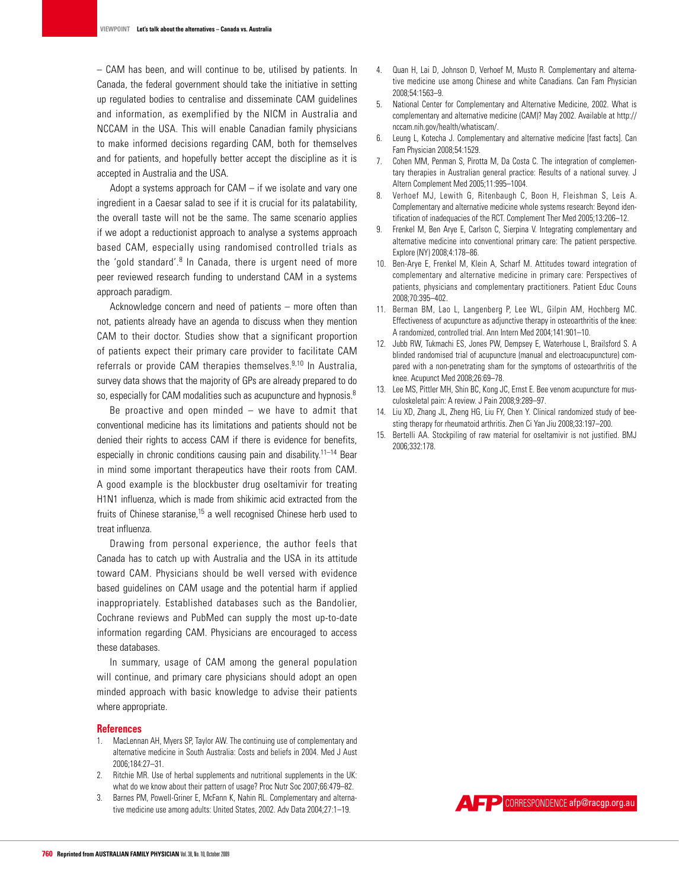– CAM has been, and will continue to be, utilised by patients. In Canada, the federal government should take the initiative in setting up regulated bodies to centralise and disseminate CAM guidelines and information, as exemplified by the NICM in Australia and NCCAM in the USA. This will enable Canadian family physicians to make informed decisions regarding CAM, both for themselves and for patients, and hopefully better accept the discipline as it is accepted in Australia and the USA.

Adopt a systems approach for CAM – if we isolate and vary one ingredient in a Caesar salad to see if it is crucial for its palatability, the overall taste will not be the same. The same scenario applies if we adopt a reductionist approach to analyse a systems approach based CAM, especially using randomised controlled trials as the 'gold standard'.[8] In Canada, there is urgent need of more peer reviewed research funding to understand CAM in a systems approach paradigm.

Acknowledge concern and need of patients – more often than not, patients already have an agenda to discuss when they mention CAM to their doctor. Studies show that a significant proportion of patients expect their primary care provider to facilitate CAM referrals or provide CAM therapies themselves.[9,10] In Australia, survey data shows that the majority of GPs are already prepared to do so, especially for CAM modalities such as acupuncture and hypnosis.[8]

Be proactive and open minded – we have to admit that conventional medicine has its limitations and patients should not be denied their rights to access CAM if there is evidence for benefits, especially in chronic conditions causing pain and disability.[11–14] Bear in mind some important therapeutics have their roots from CAM. A good example is the blockbuster drug oseltamivir for treating H1N1 influenza, which is made from shikimic acid extracted from the fruits of Chinese staranise,[15] a well recognised Chinese herb used to treat influenza.

Drawing from personal experience, the author feels that Canada has to catch up with Australia and the USA in its attitude toward CAM. Physicians should be well versed with evidence based guidelines on CAM usage and the potential harm if applied inappropriately. Established databases such as the Bandolier, Cochrane reviews and PubMed can supply the most up-to-date information regarding CAM. Physicians are encouraged to access these databases.

In summary, usage of CAM among the general population will continue, and primary care physicians should adopt an open minded approach with basic knowledge to advise their patients where appropriate.

## References

1. MacLennan AH, Myers SP, Taylor AW. The continuing use of complementary and alternative medicine in South Australia: Costs and beliefs in 2004. Med J Aust 2006;184:27–31.
2. Ritchie MR. Use of herbal supplements and nutritional supplements in the UK: what do we know about their pattern of usage? Proc Nutr Soc 2007;66:479–82.
3. Barnes PM, Powell-Griner E, McFann K, Nahin RL. Complementary and alternative medicine use among adults: United States, 2002. Adv Data 2004;27:1–19.
4. Quan H, Lai D, Johnson D, Verhoef M, Musto R. Complementary and alternative medicine use among Chinese and white Canadians. Can Fam Physician 2008;54:1563–9.
5. National Center for Complementary and Alternative Medicine, 2002. What is complementary and alternative medicine (CAM)? May 2002. Available at http://nccam.nih.gov/health/whatiscam/.
6. Leung L, Kotecha J. Complementary and alternative medicine [fast facts]. Can Fam Physician 2008;54:1529.
7. Cohen MM, Penman S, Pirotta M, Da Costa C. The integration of complementary therapies in Australian general practice: Results of a national survey. J Altern Complement Med 2005;11:995–1004.
8. Verhoef MJ, Lewith G, Ritenbaugh C, Boon H, Fleishman S, Leis A. Complementary and alternative medicine whole systems research: Beyond identification of inadequacies of the RCT. Complement Ther Med 2005;13:206–12.
9. Frenkel M, Ben Arye E, Carlson C, Sierpina V. Integrating complementary and alternative medicine into conventional primary care: The patient perspective. Explore (NY) 2008;4:178–86.
10. Ben-Arye E, Frenkel M, Klein A, Scharf M. Attitudes toward integration of complementary and alternative medicine in primary care: Perspectives of patients, physicians and complementary practitioners. Patient Educ Couns 2008;70:395–402.
11. Berman BM, Lao L, Langenberg P, Lee WL, Gilpin AM, Hochberg MC. Effectiveness of acupuncture as adjunctive therapy in osteoarthritis of the knee: A randomized, controlled trial. Ann Intern Med 2004;141:901–10.
12. Jubb RW, Tukmachi ES, Jones PW, Dempsey E, Waterhouse L, Brailsford S. A blinded randomised trial of acupuncture (manual and electroacupuncture) compared with a non-penetrating sham for the symptoms of osteoarthritis of the knee. Acupunct Med 2008;26:69–78.
13. Lee MS, Pittler MH, Shin BC, Kong JC, Ernst E. Bee venom acupuncture for musculoskeletal pain: A review. J Pain 2008;9:289–97.
14. Liu XD, Zhang JL, Zheng HG, Liu FY, Chen Y. Clinical randomized study of bee-sting therapy for rheumatoid arthritis. Zhen Ci Yan Jiu 2008;33:197–200.
15. Bertelli AA. Stockpiling of raw material for oseltamivir is not justified. BMJ 2006;332:178.

AFP CORRESPONDENCE afp@racgp.org.au